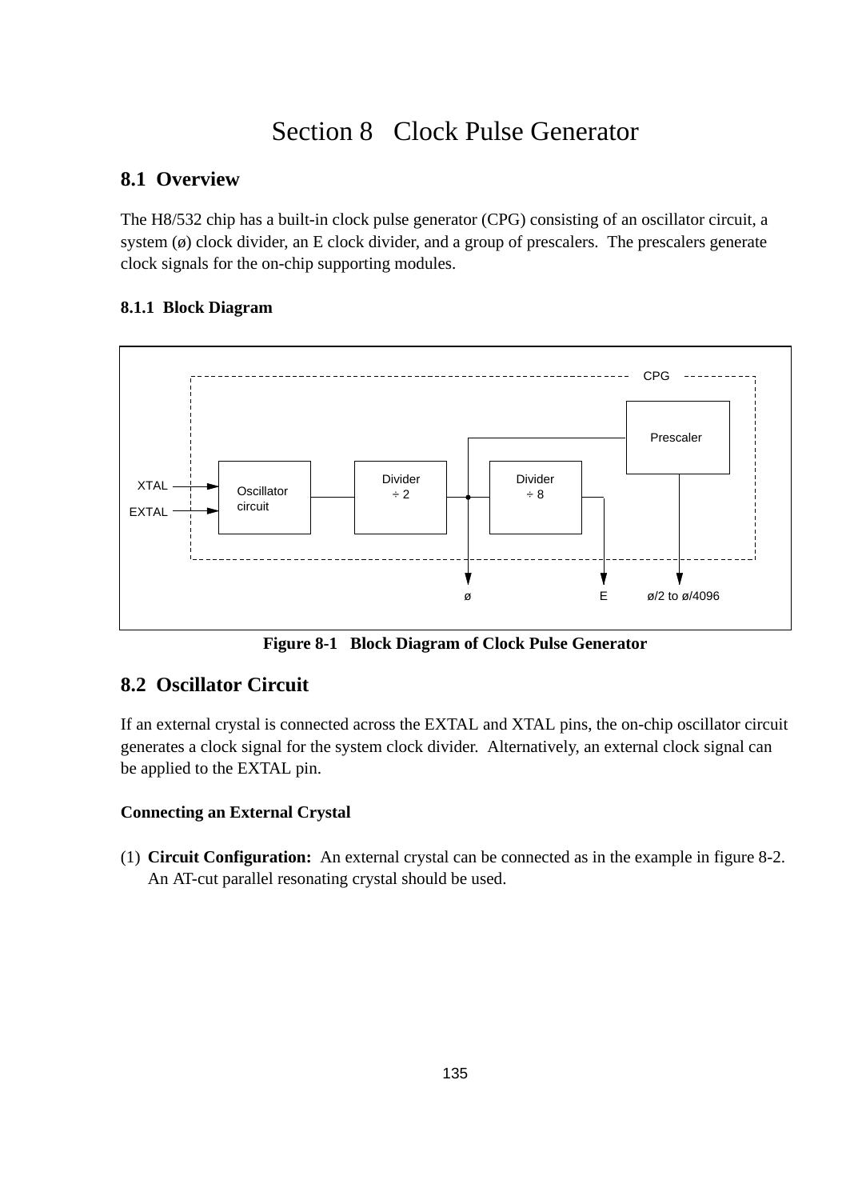# Section 8 Clock Pulse Generator

## 8.1 Overview

The H8/532 chip has a built-in clock pulse generator (CPG) consisting of an oscillator circuit, a system (ø) clock divider, an E clock divider, and a group of prescalers. The prescalers generate clock signals for the on-chip supporting modules.

### 8.1.1 Block Diagram

**Figure 8-1 Block Diagram of Clock Pulse Generator**

## 8.2 Oscillator Circuit

If an external crystal is connected across the EXTAL and XTAL pins, the on-chip oscillator circuit generates a clock signal for the system clock divider. Alternatively, an external clock signal can be applied to the EXTAL pin.

**Connecting an External Crystal**

(1) **Circuit Configuration:** An external crystal can be connected as in the example in figure 8-2. An AT-cut parallel resonating crystal should be used.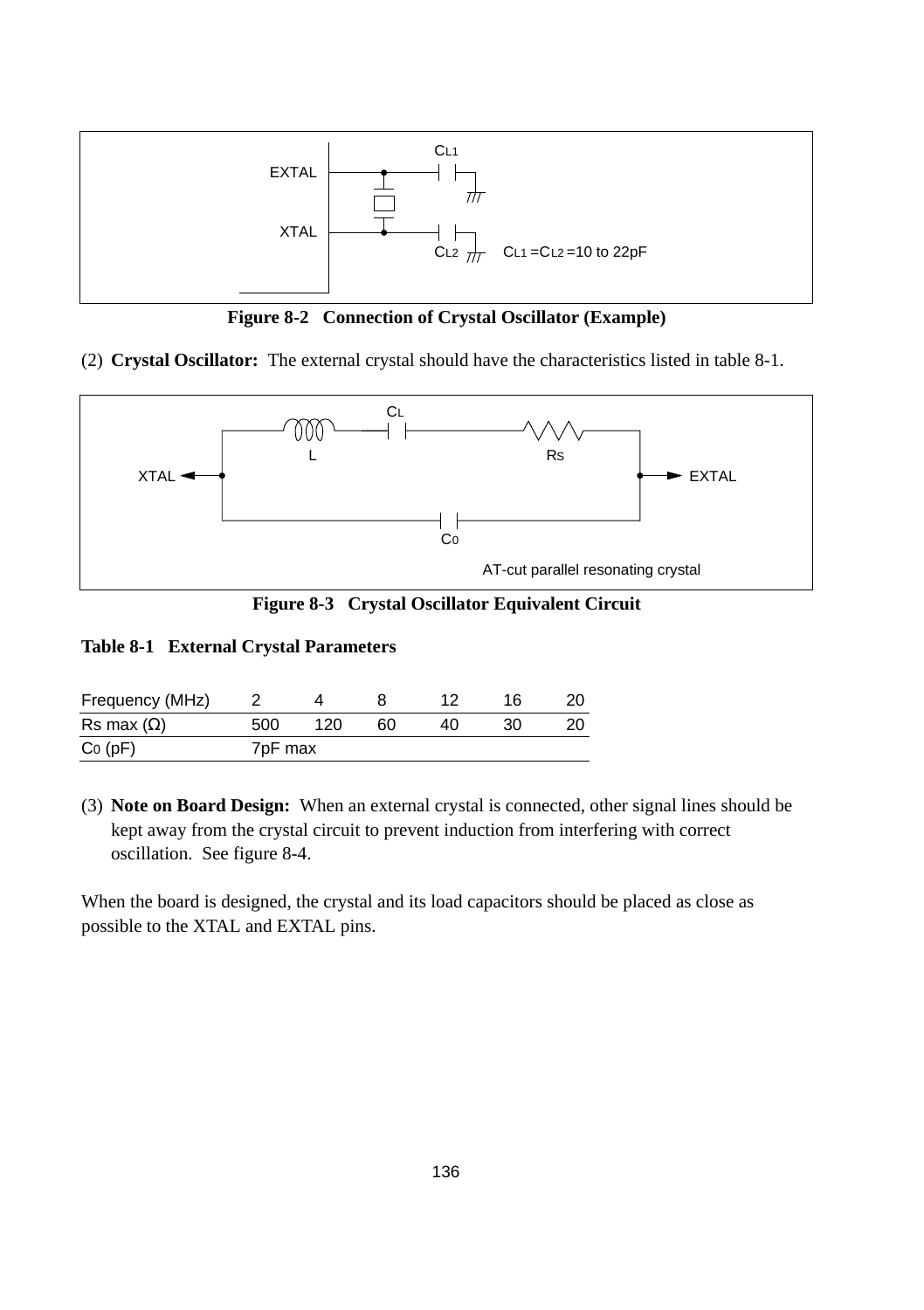EXTAL

XTAL

$C_{L1}$

$C_{L2}$

$C_{L1} = C_{L2} = 10$ to $22pF$

**Figure 8-2 Connection of Crystal Oscillator (Example)**

(2) **Crystal Oscillator:** The external crystal should have the characteristics listed in table 8-1.

$C_L$ L $R_S$ XTAL EXTAL $C_0$

AT-cut parallel resonating crystal

**Figure 8-3 Crystal Oscillator Equivalent Circuit**

**Table 8-1 External Crystal Parameters**

| Frequency (MHz) | 2 | 4 | 8 | 12 | 16 | 20 |
|---|---|---|---|---|---|---|
| Rs max (Ω) | 500 | 120 | 60 | 40 | 30 | 20 |
| $C_0$ (pF) | 7pF max | | | | | |

(3) **Note on Board Design:** When an external crystal is connected, other signal lines should be kept away from the crystal circuit to prevent induction from interfering with correct oscillation. See figure 8-4.

When the board is designed, the crystal and its load capacitors should be placed as close as possible to the XTAL and EXTAL pins.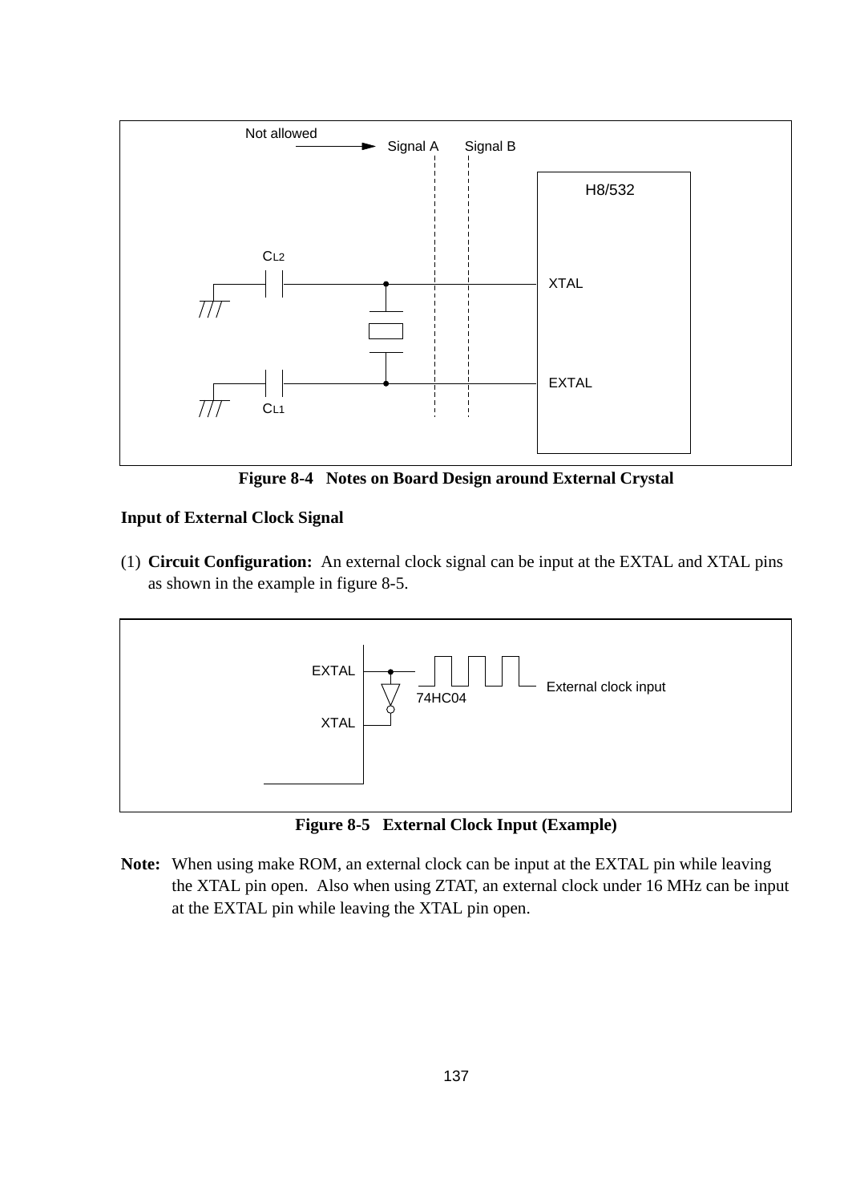**Figure 8-4 Notes on Board Design around External Crystal**

**Input of External Clock Signal**

(1) **Circuit Configuration:** An external clock signal can be input at the EXTAL and XTAL pins as shown in the example in figure 8-5.

**Figure 8-5 External Clock Input (Example)**

**Note:** When using make ROM, an external clock can be input at the EXTAL pin while leaving the XTAL pin open. Also when using ZTAT, an external clock under 16 MHz can be input at the EXTAL pin while leaving the XTAL pin open.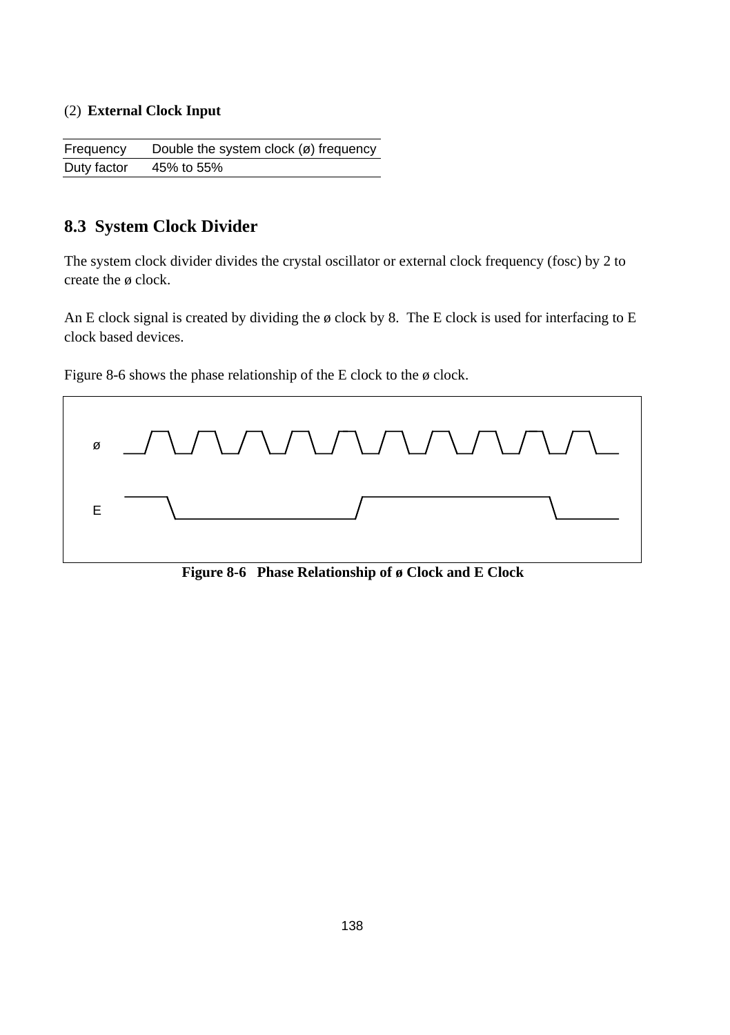(2) **External Clock Input**

| | |
|---|---|
| Frequency | Double the system clock (ø) frequency |
| Duty factor | 45% to 55% |

## 8.3 System Clock Divider

The system clock divider divides the crystal oscillator or external clock frequency (fosc) by 2 to create the ø clock.

An E clock signal is created by dividing the ø clock by 8. The E clock is used for interfacing to E clock based devices.

Figure 8-6 shows the phase relationship of the E clock to the ø clock.

ø

E

**Figure 8-6 Phase Relationship of ø Clock and E Clock**